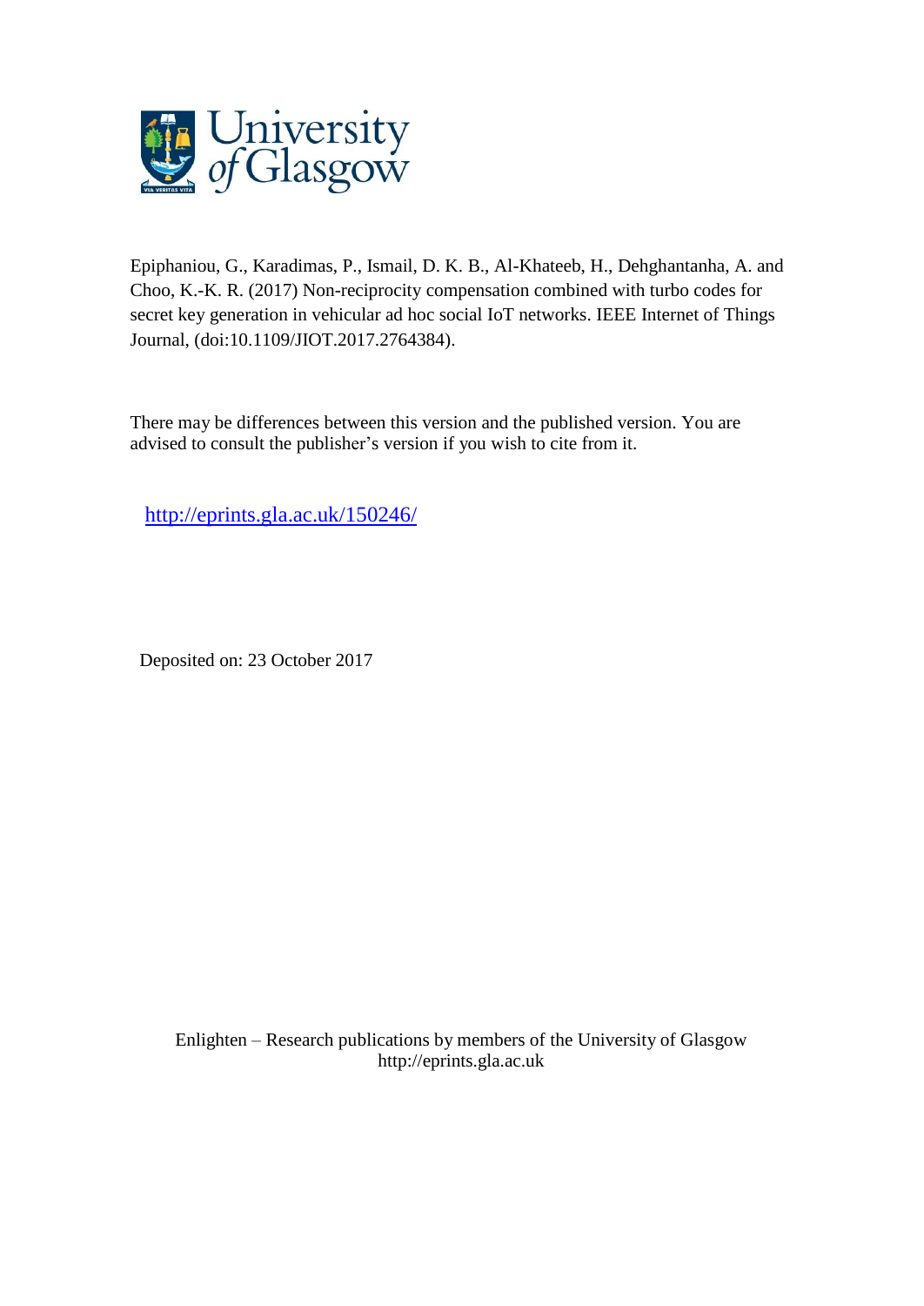Epiphaniou, G., Karadimas, P., Ismail, D. K. B., Al-Khateeb, H., Dehghantanha, A. and Choo, K.-K. R. (2017) Non-reciprocity compensation combined with turbo codes for secret key generation in vehicular ad hoc social IoT networks. IEEE Internet of Things Journal, (doi:10.1109/JIOT.2017.2764384).

There may be differences between this version and the published version. You are advised to consult the publisher's version if you wish to cite from it.

http://eprints.gla.ac.uk/150246/

Deposited on: 23 October 2017

Enlighten – Research publications by members of the University of Glasgow
http://eprints.gla.ac.uk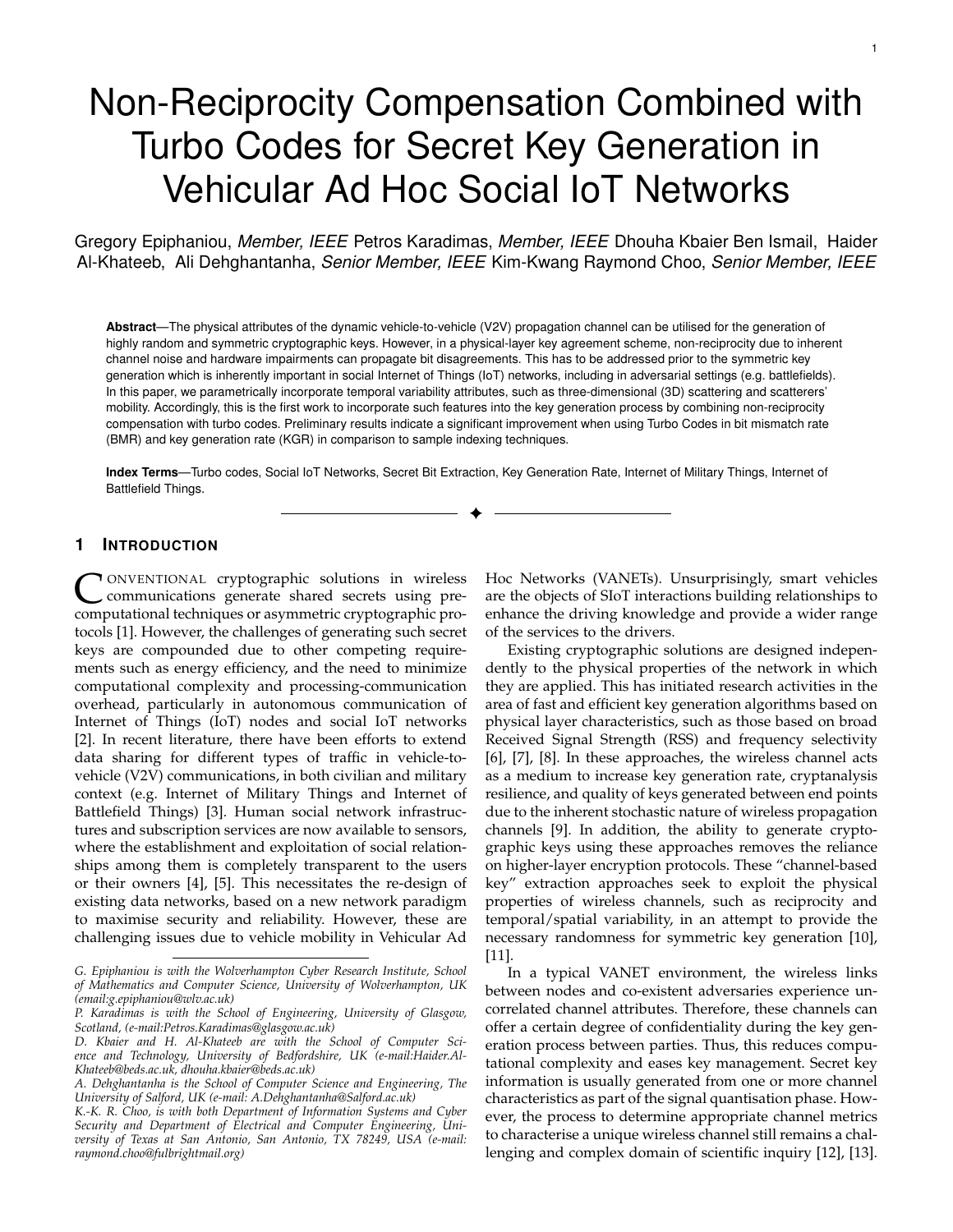# Non-Reciprocity Compensation Combined with Turbo Codes for Secret Key Generation in Vehicular Ad Hoc Social IoT Networks

Gregory Epiphaniou, *Member, IEEE* Petros Karadimas, *Member, IEEE* Dhouha Kbaier Ben Ismail, Haider Al-Khateeb, Ali Dehghantanha, *Senior Member, IEEE* Kim-Kwang Raymond Choo, *Senior Member, IEEE*

**Abstract**—The physical attributes of the dynamic vehicle-to-vehicle (V2V) propagation channel can be utilised for the generation of highly random and symmetric cryptographic keys. However, in a physical-layer key agreement scheme, non-reciprocity due to inherent channel noise and hardware impairments can propagate bit disagreements. This has to be addressed prior to the symmetric key generation which is inherently important in social Internet of Things (IoT) networks, including in adversarial settings (e.g. battlefields). In this paper, we parametrically incorporate temporal variability attributes, such as three-dimensional (3D) scattering and scatterers' mobility. Accordingly, this is the first work to incorporate such features into the key generation process by combining non-reciprocity compensation with turbo codes. Preliminary results indicate a significant improvement when using Turbo Codes in bit mismatch rate (BMR) and key generation rate (KGR) in comparison to sample indexing techniques.

**Index Terms**—Turbo codes, Social IoT Networks, Secret Bit Extraction, Key Generation Rate, Internet of Military Things, Internet of Battlefield Things.

## 1 Introduction

Conventional cryptographic solutions in wireless communications generate shared secrets using pre-computational techniques or asymmetric cryptographic protocols [1]. However, the challenges of generating such secret keys are compounded due to other competing requirements such as energy efficiency, and the need to minimize computational complexity and processing-communication overhead, particularly in autonomous communication of Internet of Things (IoT) nodes and social IoT networks [2]. In recent literature, there have been efforts to extend data sharing for different types of traffic in vehicle-to-vehicle (V2V) communications, in both civilian and military context (e.g. Internet of Military Things and Internet of Battlefield Things) [3]. Human social network infrastructures and subscription services are now available to sensors, where the establishment and exploitation of social relationships among them is completely transparent to the users or their owners [4], [5]. This necessitates the re-design of existing data networks, based on a new network paradigm to maximise security and reliability. However, these are challenging issues due to vehicle mobility in Vehicular Ad Hoc Networks (VANETs). Unsurprisingly, smart vehicles are the objects of SIoT interactions building relationships to enhance the driving knowledge and provide a wider range of the services to the drivers.

Existing cryptographic solutions are designed independently to the physical properties of the network in which they are applied. This has initiated research activities in the area of fast and efficient key generation algorithms based on physical layer characteristics, such as those based on broad Received Signal Strength (RSS) and frequency selectivity [6], [7], [8]. In these approaches, the wireless channel acts as a medium to increase key generation rate, cryptanalysis resilience, and quality of keys generated between end points due to the inherent stochastic nature of wireless propagation channels [9]. In addition, the ability to generate cryptographic keys using these approaches removes the reliance on higher-layer encryption protocols. These "channel-based key" extraction approaches seek to exploit the physical properties of wireless channels, such as reciprocity and temporal/spatial variability, in an attempt to provide the necessary randomness for symmetric key generation [10], [11].

In a typical VANET environment, the wireless links between nodes and co-existent adversaries experience uncorrelated channel attributes. Therefore, these channels can offer a certain degree of confidentiality during the key generation process between parties. Thus, this reduces computational complexity and eases key management. Secret key information is usually generated from one or more channel characteristics as part of the signal quantisation phase. However, the process to determine appropriate channel metrics to characterise a unique wireless channel still remains a challenging and complex domain of scientific inquiry [12], [13].

---

*G. Epiphaniou is with the Wolverhampton Cyber Research Institute, School of Mathematics and Computer Science, University of Wolverhampton, UK (email:g.epiphaniou@wlv.ac.uk)*

*P. Karadimas is with the School of Engineering, University of Glasgow, Scotland, (e-mail:Petros.Karadimas@glasgow.ac.uk)*

*D. Kbaier and H. Al-Khateeb are with the School of Computer Science and Technology, University of Bedfordshire, UK (e-mail:Haider.Al-Khateeb@beds.ac.uk, dhouha.kbaier@beds.ac.uk)*

*A. Dehghantanha is the School of Computer Science and Engineering, The University of Salford, UK (e-mail: A.Dehghantanha@Salford.ac.uk)*

*K.-K. R. Choo, is with both Department of Information Systems and Cyber Security and Department of Electrical and Computer Engineering, University of Texas at San Antonio, San Antonio, TX 78249, USA (e-mail: raymond.choo@fulbrightmail.org)*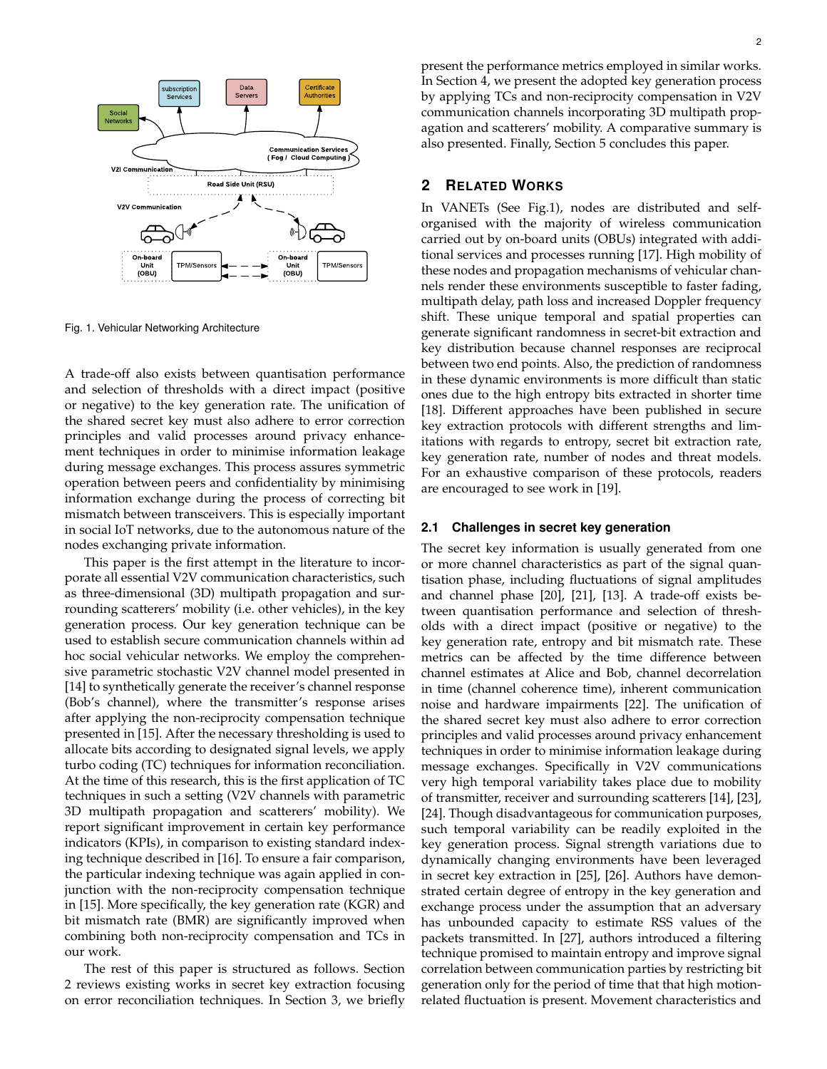Fig. 1. Vehicular Networking Architecture

A trade-off also exists between quantisation performance and selection of thresholds with a direct impact (positive or negative) to the key generation rate. The unification of the shared secret key must also adhere to error correction principles and valid processes around privacy enhancement techniques in order to minimise information leakage during message exchanges. This process assures symmetric operation between peers and confidentiality by minimising information exchange during the process of correcting bit mismatch between transceivers. This is especially important in social IoT networks, due to the autonomous nature of the nodes exchanging private information.

This paper is the first attempt in the literature to incorporate all essential V2V communication characteristics, such as three-dimensional (3D) multipath propagation and surrounding scatterers' mobility (i.e. other vehicles), in the key generation process. Our key generation technique can be used to establish secure communication channels within ad hoc social vehicular networks. We employ the comprehensive parametric stochastic V2V channel model presented in [14] to synthetically generate the receiver's channel response (Bob's channel), where the transmitter's response arises after applying the non-reciprocity compensation technique presented in [15]. After the necessary thresholding is used to allocate bits according to designated signal levels, we apply turbo coding (TC) techniques for information reconciliation. At the time of this research, this is the first application of TC techniques in such a setting (V2V channels with parametric 3D multipath propagation and scatterers' mobility). We report significant improvement in certain key performance indicators (KPIs), in comparison to existing standard indexing technique described in [16]. To ensure a fair comparison, the particular indexing technique was again applied in conjunction with the non-reciprocity compensation technique in [15]. More specifically, the key generation rate (KGR) and bit mismatch rate (BMR) are significantly improved when combining both non-reciprocity compensation and TCs in our work.

The rest of this paper is structured as follows. Section 2 reviews existing works in secret key extraction focusing on error reconciliation techniques. In Section 3, we briefly present the performance metrics employed in similar works. In Section 4, we present the adopted key generation process by applying TCs and non-reciprocity compensation in V2V communication channels incorporating 3D multipath propagation and scatterers' mobility. A comparative summary is also presented. Finally, Section 5 concludes this paper.

## 2 Related Works

In VANETs (See Fig.1), nodes are distributed and self-organised with the majority of wireless communication carried out by on-board units (OBUs) integrated with additional services and processes running [17]. High mobility of these nodes and propagation mechanisms of vehicular channels render these environments susceptible to faster fading, multipath delay, path loss and increased Doppler frequency shift. These unique temporal and spatial properties can generate significant randomness in secret-bit extraction and key distribution because channel responses are reciprocal between two end points. Also, the prediction of randomness in these dynamic environments is more difficult than static ones due to the high entropy bits extracted in shorter time [18]. Different approaches have been published in secure key extraction protocols with different strengths and limitations with regards to entropy, secret bit extraction rate, key generation rate, number of nodes and threat models. For an exhaustive comparison of these protocols, readers are encouraged to see work in [19].

### 2.1 Challenges in secret key generation

The secret key information is usually generated from one or more channel characteristics as part of the signal quantisation phase, including fluctuations of signal amplitudes and channel phase [20], [21], [13]. A trade-off exists between quantisation performance and selection of thresholds with a direct impact (positive or negative) to the key generation rate, entropy and bit mismatch rate. These metrics can be affected by the time difference between channel estimates at Alice and Bob, channel decorrelation in time (channel coherence time), inherent communication noise and hardware impairments [22]. The unification of the shared secret key must also adhere to error correction principles and valid processes around privacy enhancement techniques in order to minimise information leakage during message exchanges. Specifically in V2V communications very high temporal variability takes place due to mobility of transmitter, receiver and surrounding scatterers [14], [23], [24]. Though disadvantageous for communication purposes, such temporal variability can be readily exploited in the key generation process. Signal strength variations due to dynamically changing environments have been leveraged in secret key extraction in [25], [26]. Authors have demonstrated certain degree of entropy in the key generation and exchange process under the assumption that an adversary has unbounded capacity to estimate RSS values of the packets transmitted. In [27], authors introduced a filtering technique promised to maintain entropy and improve signal correlation between communication parties by restricting bit generation only for the period of time that that high motion-related fluctuation is present. Movement characteristics and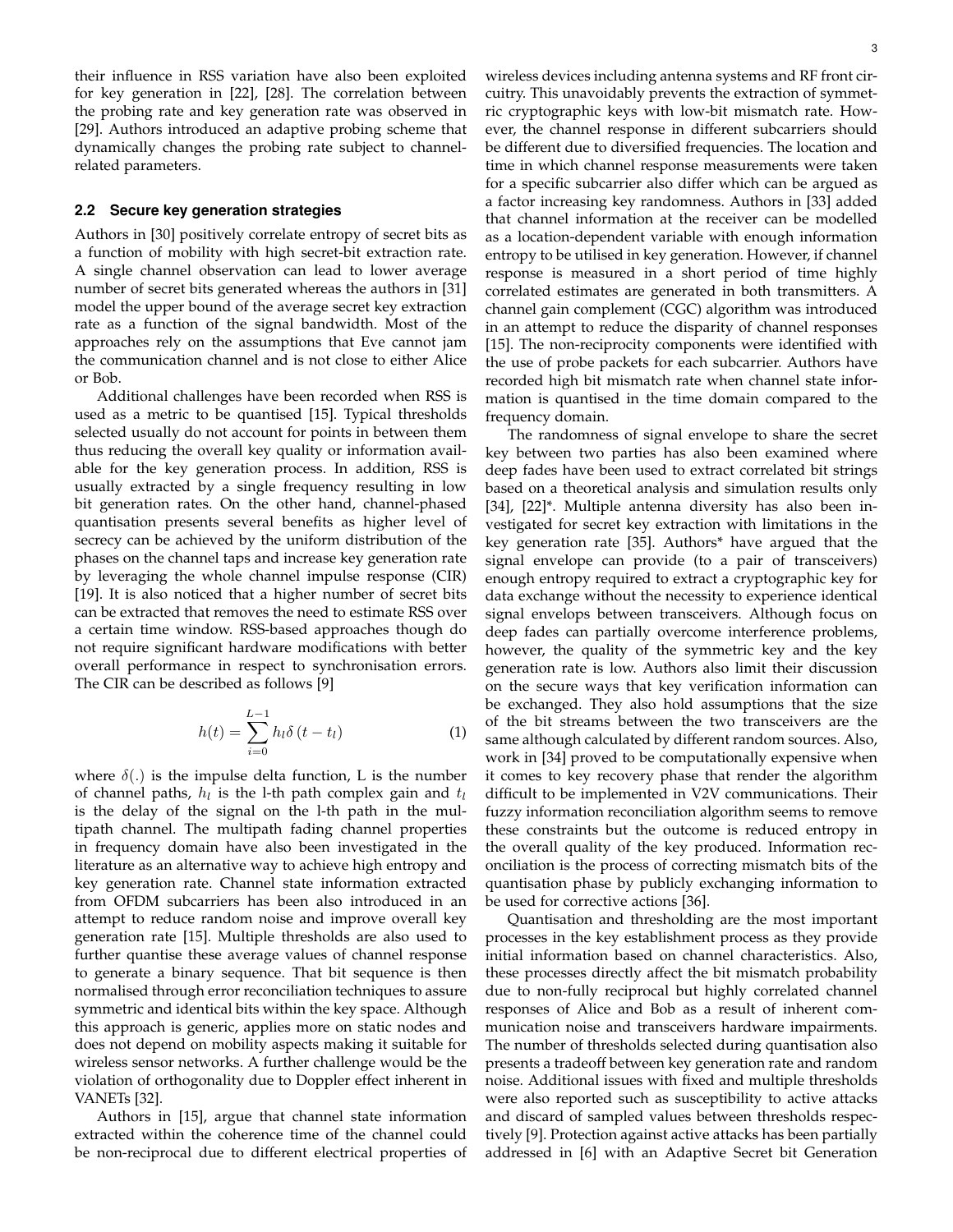their influence in RSS variation have also been exploited for key generation in [22], [28]. The correlation between the probing rate and key generation rate was observed in [29]. Authors introduced an adaptive probing scheme that dynamically changes the probing rate subject to channel-related parameters.

### 2.2 Secure key generation strategies

Authors in [30] positively correlate entropy of secret bits as a function of mobility with high secret-bit extraction rate. A single channel observation can lead to lower average number of secret bits generated whereas the authors in [31] model the upper bound of the average secret key extraction rate as a function of the signal bandwidth. Most of the approaches rely on the assumptions that Eve cannot jam the communication channel and is not close to either Alice or Bob.

Additional challenges have been recorded when RSS is used as a metric to be quantised [15]. Typical thresholds selected usually do not account for points in between them thus reducing the overall key quality or information available for the key generation process. In addition, RSS is usually extracted by a single frequency resulting in low bit generation rates. On the other hand, channel-phased quantisation presents several benefits as higher level of secrecy can be achieved by the uniform distribution of the phases on the channel taps and increase key generation rate by leveraging the whole channel impulse response (CIR) [19]. It is also noticed that a higher number of secret bits can be extracted that removes the need to estimate RSS over a certain time window. RSS-based approaches though do not require significant hardware modifications with better overall performance in respect to synchronisation errors. The CIR can be described as follows [9]

$$h(t) = \sum_{i=0}^{L-1} h_l \delta\left(t - t_l\right) \tag{1}$$

where $\delta(.)$ is the impulse delta function, L is the number of channel paths, $h_l$ is the l-th path complex gain and $t_l$ is the delay of the signal on the l-th path in the multipath channel. The multipath fading channel properties in frequency domain have also been investigated in the literature as an alternative way to achieve high entropy and key generation rate. Channel state information extracted from OFDM subcarriers has been also introduced in an attempt to reduce random noise and improve overall key generation rate [15]. Multiple thresholds are also used to further quantise these average values of channel response to generate a binary sequence. That bit sequence is then normalised through error reconciliation techniques to assure symmetric and identical bits within the key space. Although this approach is generic, applies more on static nodes and does not depend on mobility aspects making it suitable for wireless sensor networks. A further challenge would be the violation of orthogonality due to Doppler effect inherent in VANETs [32].

Authors in [15], argue that channel state information extracted within the coherence time of the channel could be non-reciprocal due to different electrical properties of wireless devices including antenna systems and RF front circuitry. This unavoidably prevents the extraction of symmetric cryptographic keys with low-bit mismatch rate. However, the channel response in different subcarriers should be different due to diversified frequencies. The location and time in which channel response measurements were taken for a specific subcarrier also differ which can be argued as a factor increasing key randomness. Authors in [33] added that channel information at the receiver can be modelled as a location-dependent variable with enough information entropy to be utilised in key generation. However, if channel response is measured in a short period of time highly correlated estimates are generated in both transmitters. A channel gain complement (CGC) algorithm was introduced in an attempt to reduce the disparity of channel responses [15]. The non-reciprocity components were identified with the use of probe packets for each subcarrier. Authors have recorded high bit mismatch rate when channel state information is quantised in the time domain compared to the frequency domain.

The randomness of signal envelope to share the secret key between two parties has also been examined where deep fades have been used to extract correlated bit strings based on a theoretical analysis and simulation results only [34], [22]*. Multiple antenna diversity has also been investigated for secret key extraction with limitations in the key generation rate [35]. Authors* have argued that the signal envelope can provide (to a pair of transceivers) enough entropy required to extract a cryptographic key for data exchange without the necessity to experience identical signal envelops between transceivers. Although focus on deep fades can partially overcome interference problems, however, the quality of the symmetric key and the key generation rate is low. Authors also limit their discussion on the secure ways that key verification information can be exchanged. They also hold assumptions that the size of the bit streams between the two transceivers are the same although calculated by different random sources. Also, work in [34] proved to be computationally expensive when it comes to key recovery phase that render the algorithm difficult to be implemented in V2V communications. Their fuzzy information reconciliation algorithm seems to remove these constraints but the outcome is reduced entropy in the overall quality of the key produced. Information reconciliation is the process of correcting mismatch bits of the quantisation phase by publicly exchanging information to be used for corrective actions [36].

Quantisation and thresholding are the most important processes in the key establishment process as they provide initial information based on channel characteristics. Also, these processes directly affect the bit mismatch probability due to non-fully reciprocal but highly correlated channel responses of Alice and Bob as a result of inherent communication noise and transceivers hardware impairments. The number of thresholds selected during quantisation also presents a tradeoff between key generation rate and random noise. Additional issues with fixed and multiple thresholds were also reported such as susceptibility to active attacks and discard of sampled values between thresholds respectively [9]. Protection against active attacks has been partially addressed in [6] with an Adaptive Secret bit Generation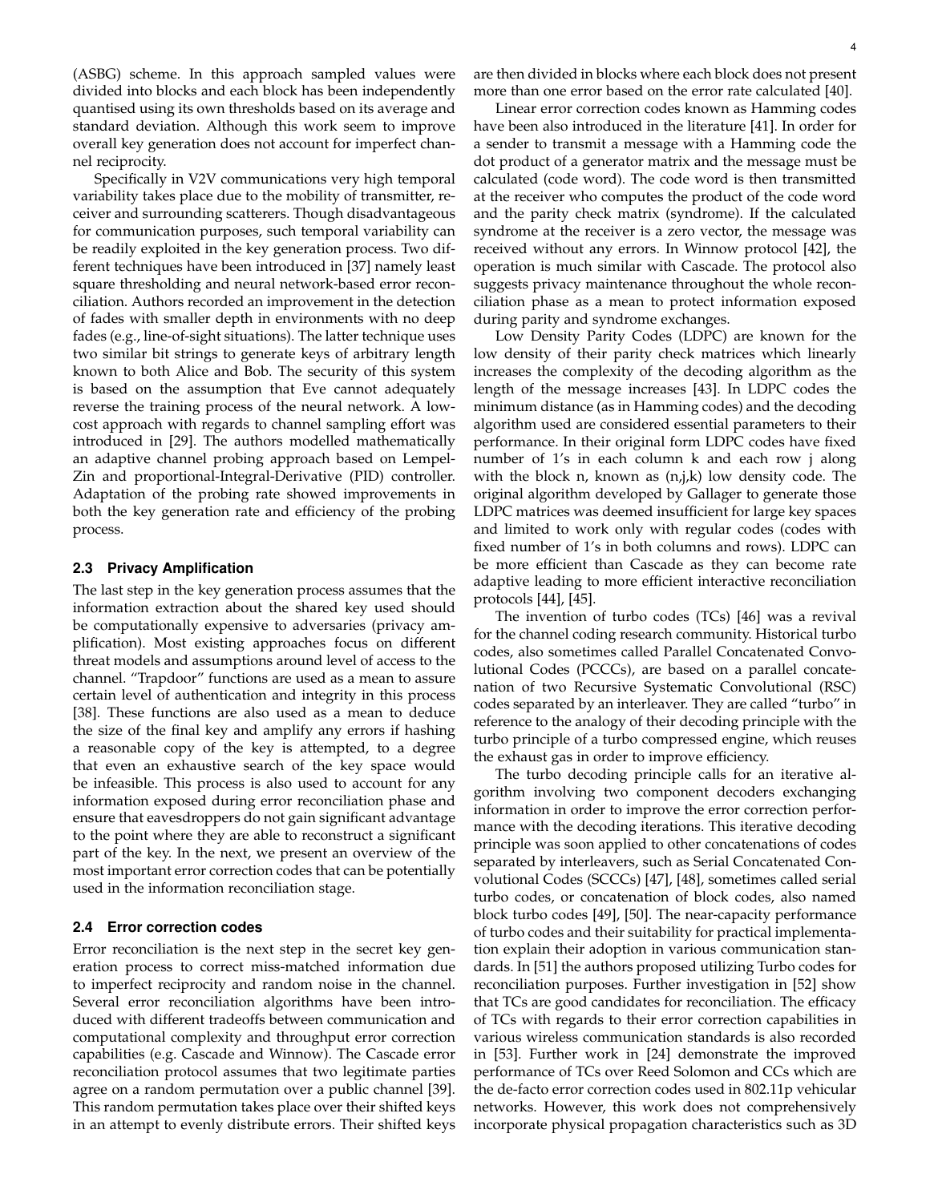(ASBG) scheme. In this approach sampled values were divided into blocks and each block has been independently quantised using its own thresholds based on its average and standard deviation. Although this work seem to improve overall key generation does not account for imperfect channel reciprocity.

Specifically in V2V communications very high temporal variability takes place due to the mobility of transmitter, receiver and surrounding scatterers. Though disadvantageous for communication purposes, such temporal variability can be readily exploited in the key generation process. Two different techniques have been introduced in [37] namely least square thresholding and neural network-based error reconciliation. Authors recorded an improvement in the detection of fades with smaller depth in environments with no deep fades (e.g., line-of-sight situations). The latter technique uses two similar bit strings to generate keys of arbitrary length known to both Alice and Bob. The security of this system is based on the assumption that Eve cannot adequately reverse the training process of the neural network. A low-cost approach with regards to channel sampling effort was introduced in [29]. The authors modelled mathematically an adaptive channel probing approach based on Lempel-Zin and proportional-Integral-Derivative (PID) controller. Adaptation of the probing rate showed improvements in both the key generation rate and efficiency of the probing process.

### 2.3 Privacy Amplification

The last step in the key generation process assumes that the information extraction about the shared key used should be computationally expensive to adversaries (privacy amplification). Most existing approaches focus on different threat models and assumptions around level of access to the channel. "Trapdoor" functions are used as a mean to assure certain level of authentication and integrity in this process [38]. These functions are also used as a mean to deduce the size of the final key and amplify any errors if hashing a reasonable copy of the key is attempted, to a degree that even an exhaustive search of the key space would be infeasible. This process is also used to account for any information exposed during error reconciliation phase and ensure that eavesdroppers do not gain significant advantage to the point where they are able to reconstruct a significant part of the key. In the next, we present an overview of the most important error correction codes that can be potentially used in the information reconciliation stage.

### 2.4 Error correction codes

Error reconciliation is the next step in the secret key generation process to correct miss-matched information due to imperfect reciprocity and random noise in the channel. Several error reconciliation algorithms have been introduced with different tradeoffs between communication and computational complexity and throughput error correction capabilities (e.g. Cascade and Winnow). The Cascade error reconciliation protocol assumes that two legitimate parties agree on a random permutation over a public channel [39]. This random permutation takes place over their shifted keys in an attempt to evenly distribute errors. Their shifted keys are then divided in blocks where each block does not present more than one error based on the error rate calculated [40].

Linear error correction codes known as Hamming codes have been also introduced in the literature [41]. In order for a sender to transmit a message with a Hamming code the dot product of a generator matrix and the message must be calculated (code word). The code word is then transmitted at the receiver who computes the product of the code word and the parity check matrix (syndrome). If the calculated syndrome at the receiver is a zero vector, the message was received without any errors. In Winnow protocol [42], the operation is much similar with Cascade. The protocol also suggests privacy maintenance throughout the whole reconciliation phase as a mean to protect information exposed during parity and syndrome exchanges.

Low Density Parity Codes (LDPC) are known for the low density of their parity check matrices which linearly increases the complexity of the decoding algorithm as the length of the message increases [43]. In LDPC codes the minimum distance (as in Hamming codes) and the decoding algorithm used are considered essential parameters to their performance. In their original form LDPC codes have fixed number of 1's in each column k and each row j along with the block n, known as (n,j,k) low density code. The original algorithm developed by Gallager to generate those LDPC matrices was deemed insufficient for large key spaces and limited to work only with regular codes (codes with fixed number of 1's in both columns and rows). LDPC can be more efficient than Cascade as they can become rate adaptive leading to more efficient interactive reconciliation protocols [44], [45].

The invention of turbo codes (TCs) [46] was a revival for the channel coding research community. Historical turbo codes, also sometimes called Parallel Concatenated Convolutional Codes (PCCCs), are based on a parallel concatenation of two Recursive Systematic Convolutional (RSC) codes separated by an interleaver. They are called "turbo" in reference to the analogy of their decoding principle with the turbo principle of a turbo compressed engine, which reuses the exhaust gas in order to improve efficiency.

The turbo decoding principle calls for an iterative algorithm involving two component decoders exchanging information in order to improve the error correction performance with the decoding iterations. This iterative decoding principle was soon applied to other concatenations of codes separated by interleavers, such as Serial Concatenated Convolutional Codes (SCCCs) [47], [48], sometimes called serial turbo codes, or concatenation of block codes, also named block turbo codes [49], [50]. The near-capacity performance of turbo codes and their suitability for practical implementation explain their adoption in various communication standards. In [51] the authors proposed utilizing Turbo codes for reconciliation purposes. Further investigation in [52] show that TCs are good candidates for reconciliation. The efficacy of TCs with regards to their error correction capabilities in various wireless communication standards is also recorded in [53]. Further work in [24] demonstrate the improved performance of TCs over Reed Solomon and CCs which are the de-facto error correction codes used in 802.11p vehicular networks. However, this work does not comprehensively incorporate physical propagation characteristics such as 3D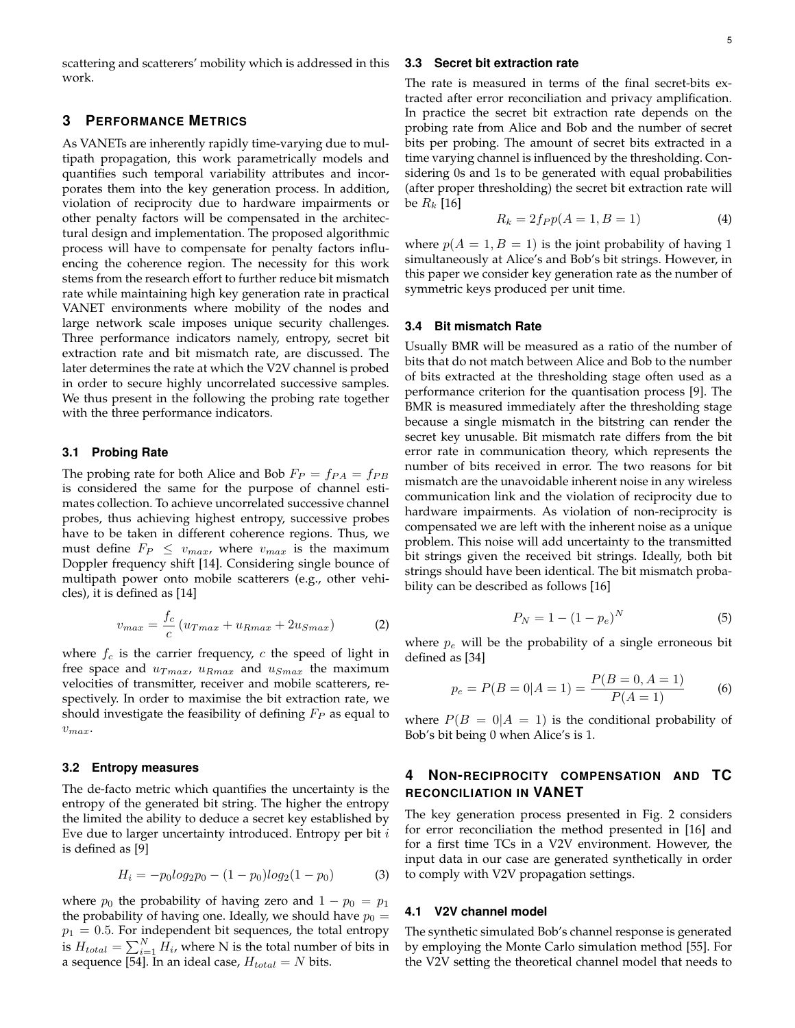scattering and scatterers' mobility which is addressed in this work.

## 3 Performance Metrics

As VANETs are inherently rapidly time-varying due to multipath propagation, this work parametrically models and quantifies such temporal variability attributes and incorporates them into the key generation process. In addition, violation of reciprocity due to hardware impairments or other penalty factors will be compensated in the architectural design and implementation. The proposed algorithmic process will have to compensate for penalty factors influencing the coherence region. The necessity for this work stems from the research effort to further reduce bit mismatch rate while maintaining high key generation rate in practical VANET environments where mobility of the nodes and large network scale imposes unique security challenges. Three performance indicators namely, entropy, secret bit extraction rate and bit mismatch rate, are discussed. The later determines the rate at which the V2V channel is probed in order to secure highly uncorrelated successive samples. We thus present in the following the probing rate together with the three performance indicators.

### 3.1 Probing Rate

The probing rate for both Alice and Bob $F_P = f_{PA} = f_{PB}$ is considered the same for the purpose of channel estimates collection. To achieve uncorrelated successive channel probes, thus achieving highest entropy, successive probes have to be taken in different coherence regions. Thus, we must define $F_P \leq v_{max}$, where $v_{max}$ is the maximum Doppler frequency shift [14]. Considering single bounce of multipath power onto mobile scatterers (e.g., other vehicles), it is defined as [14]

$$v_{max} = \frac{f_c}{c}\left(u_{Tmax} + u_{Rmax} + 2u_{Smax}\right) \tag{2}$$

where $f_c$ is the carrier frequency, $c$ the speed of light in free space and $u_{Tmax}$, $u_{Rmax}$ and $u_{Smax}$ the maximum velocities of transmitter, receiver and mobile scatterers, respectively. In order to maximise the bit extraction rate, we should investigate the feasibility of defining $F_P$ as equal to $v_{max}$.

### 3.2 Entropy measures

The de-facto metric which quantifies the uncertainty is the entropy of the generated bit string. The higher the entropy the limited the ability to deduce a secret key established by Eve due to larger uncertainty introduced. Entropy per bit $i$ is defined as [9]

$$H_i = -p_0 log_2 p_0 - (1-p_0) log_2 (1-p_0) \tag{3}$$

where $p_0$ the probability of having zero and $1 - p_0 = p_1$ the probability of having one. Ideally, we should have $p_0 = p_1 = 0.5$. For independent bit sequences, the total entropy is $H_{total} = \sum_{i=1}^{N} H_i$, where N is the total number of bits in a sequence [54]. In an ideal case, $H_{total} = N$ bits.

### 3.3 Secret bit extraction rate

The rate is measured in terms of the final secret-bits extracted after error reconciliation and privacy amplification. In practice the secret bit extraction rate depends on the probing rate from Alice and Bob and the number of secret bits per probing. The amount of secret bits extracted in a time varying channel is influenced by the thresholding. Considering 0s and 1s to be generated with equal probabilities (after proper thresholding) the secret bit extraction rate will be $R_k$ [16]

$$R_k = 2 f_P p(A=1, B=1) \tag{4}$$

where $p(A=1, B=1)$ is the joint probability of having 1 simultaneously at Alice's and Bob's bit strings. However, in this paper we consider key generation rate as the number of symmetric keys produced per unit time.

### 3.4 Bit mismatch Rate

Usually BMR will be measured as a ratio of the number of bits that do not match between Alice and Bob to the number of bits extracted at the thresholding stage often used as a performance criterion for the quantisation process [9]. The BMR is measured immediately after the thresholding stage because a single mismatch in the bitstring can render the secret key unusable. Bit mismatch rate differs from the bit error rate in communication theory, which represents the number of bits received in error. The two reasons for bit mismatch are the unavoidable inherent noise in any wireless communication link and the violation of reciprocity due to hardware impairments. As violation of non-reciprocity is compensated we are left with the inherent noise as a unique problem. This noise will add uncertainty to the transmitted bit strings given the received bit strings. Ideally, both bit strings should have been identical. The bit mismatch probability can be described as follows [16]

$$P_N = 1 - (1 - p_e)^N \tag{5}$$

where $p_e$ will be the probability of a single erroneous bit defined as [34]

$$p_e = P(B=0|A=1) = \frac{P(B=0, A=1)}{P(A=1)} \tag{6}$$

where $P(B=0|A=1)$ is the conditional probability of Bob's bit being 0 when Alice's is 1.

## 4 Non-reciprocity compensation and TC reconciliation in VANET

The key generation process presented in Fig. 2 considers for error reconciliation the method presented in [16] and for a first time TCs in a V2V environment. However, the input data in our case are generated synthetically in order to comply with V2V propagation settings.

### 4.1 V2V channel model

The synthetic simulated Bob's channel response is generated by employing the Monte Carlo simulation method [55]. For the V2V setting the theoretical channel model that needs to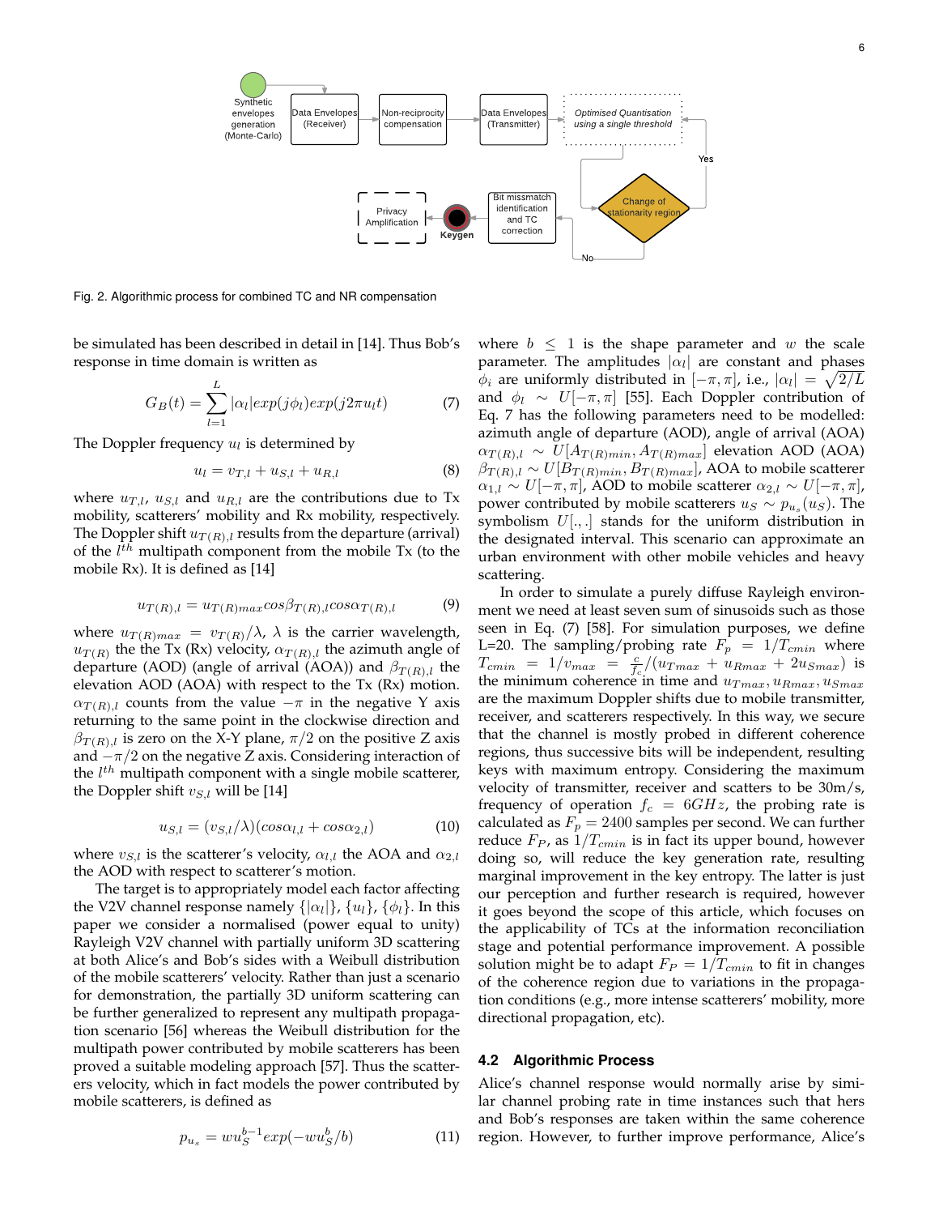Fig. 2. Algorithmic process for combined TC and NR compensation

be simulated has been described in detail in [14]. Thus Bob's response in time domain is written as

$$G_B(t) = \sum_{l=1}^{L} |\alpha_l| exp(j\phi_l) exp(j2\pi u_l t) \tag{7}$$

The Doppler frequency $u_l$ is determined by

$$u_l = v_{T,l} + u_{S,l} + u_{R,l} \tag{8}$$

where $u_{T,l}$, $u_{S,l}$ and $u_{R,l}$ are the contributions due to Tx mobility, scatterers' mobility and Rx mobility, respectively. The Doppler shift $u_{T(R),l}$ results from the departure (arrival) of the $l^{th}$ multipath component from the mobile Tx (to the mobile Rx). It is defined as [14]

$$u_{T(R),l} = u_{T(R)max} cos\beta_{T(R),l} cos\alpha_{T(R),l} \tag{9}$$

where $u_{T(R)max} = v_{T(R)}/\lambda$, $\lambda$ is the carrier wavelength, $u_{T(R)}$ the the Tx (Rx) velocity, $\alpha_{T(R),l}$ the azimuth angle of departure (AOD) (angle of arrival (AOA)) and $\beta_{T(R),l}$ the elevation AOD (AOA) with respect to the Tx (Rx) motion. $\alpha_{T(R),l}$ counts from the value $-\pi$ in the negative Y axis returning to the same point in the clockwise direction and $\beta_{T(R),l}$ is zero on the X-Y plane, $\pi/2$ on the positive Z axis and $-\pi/2$ on the negative Z axis. Considering interaction of the $l^{th}$ multipath component with a single mobile scatterer, the Doppler shift $v_{S,l}$ will be [14]

$$u_{S,l} = (v_{S,l}/\lambda)(cos\alpha_{l,l} + cos\alpha_{2,l}) \tag{10}$$

where $v_{S,l}$ is the scatterer's velocity, $\alpha_{l,l}$ the AOA and $\alpha_{2,l}$ the AOD with respect to scatterer's motion.

The target is to appropriately model each factor affecting the V2V channel response namely $\{|\alpha_l|\}$, $\{u_l\}$, $\{\phi_l\}$. In this paper we consider a normalised (power equal to unity) Rayleigh V2V channel with partially uniform 3D scattering at both Alice's and Bob's sides with a Weibull distribution of the mobile scatterers' velocity. Rather than just a scenario for demonstration, the partially 3D uniform scattering can be further generalized to represent any multipath propagation scenario [56] whereas the Weibull distribution for the multipath power contributed by mobile scatterers has been proved a suitable modeling approach [57]. Thus the scatterers velocity, which in fact models the power contributed by mobile scatterers, is defined as

$$p_{u_s} = w u_S^{b-1} exp(-w u_S^b / b) \tag{11}$$

where $b \leq 1$ is the shape parameter and $w$ the scale parameter. The amplitudes $|\alpha_l|$ are constant and phases $\phi_i$ are uniformly distributed in $[-\pi, \pi]$, i.e., $|\alpha_l| = \sqrt{2/L}$ and $\phi_l \sim U[-\pi, \pi]$ [55]. Each Doppler contribution of Eq. 7 has the following parameters need to be modelled: azimuth angle of departure (AOD), angle of arrival (AOA) $\alpha_{T(R),l} \sim U[A_{T(R)min}, A_{T(R)max}]$ elevation AOD (AOA) $\beta_{T(R),l} \sim U[B_{T(R)min}, B_{T(R)max}]$, AOA to mobile scatterer $\alpha_{1,l} \sim U[-\pi, \pi]$, AOD to mobile scatterer $\alpha_{2,l} \sim U[-\pi, \pi]$, power contributed by mobile scatterers $u_S \sim p_{u_s}(u_S)$. The symbolism $U[.,.]$ stands for the uniform distribution in the designated interval. This scenario can approximate an urban environment with other mobile vehicles and heavy scattering.

In order to simulate a purely diffuse Rayleigh environment we need at least seven sum of sinusoids such as those seen in Eq. (7) [58]. For simulation purposes, we define L=20. The sampling/probing rate $F_p = 1/T_{cmin}$ where $T_{cmin} = 1/v_{max} = \frac{c}{f_c}/(u_{Tmax} + u_{Rmax} + 2u_{Smax})$ is the minimum coherence in time and $u_{Tmax}, u_{Rmax}, u_{Smax}$ are the maximum Doppler shifts due to mobile transmitter, receiver, and scatterers respectively. In this way, we secure that the channel is mostly probed in different coherence regions, thus successive bits will be independent, resulting keys with maximum entropy. Considering the maximum velocity of transmitter, receiver and scatters to be 30m/s, frequency of operation $f_c = 6GHz$, the probing rate is calculated as $F_p = 2400$ samples per second. We can further reduce $F_P$, as $1/T_{cmin}$ is in fact its upper bound, however doing so, will reduce the key generation rate, resulting marginal improvement in the key entropy. The latter is just our perception and further research is required, however it goes beyond the scope of this article, which focuses on the applicability of TCs at the information reconciliation stage and potential performance improvement. A possible solution might be to adapt $F_P = 1/T_{cmin}$ to fit in changes of the coherence region due to variations in the propagation conditions (e.g., more intense scatterers' mobility, more directional propagation, etc).

### 4.2 Algorithmic Process

Alice's channel response would normally arise by similar channel probing rate in time instances such that hers and Bob's responses are taken within the same coherence region. However, to further improve performance, Alice's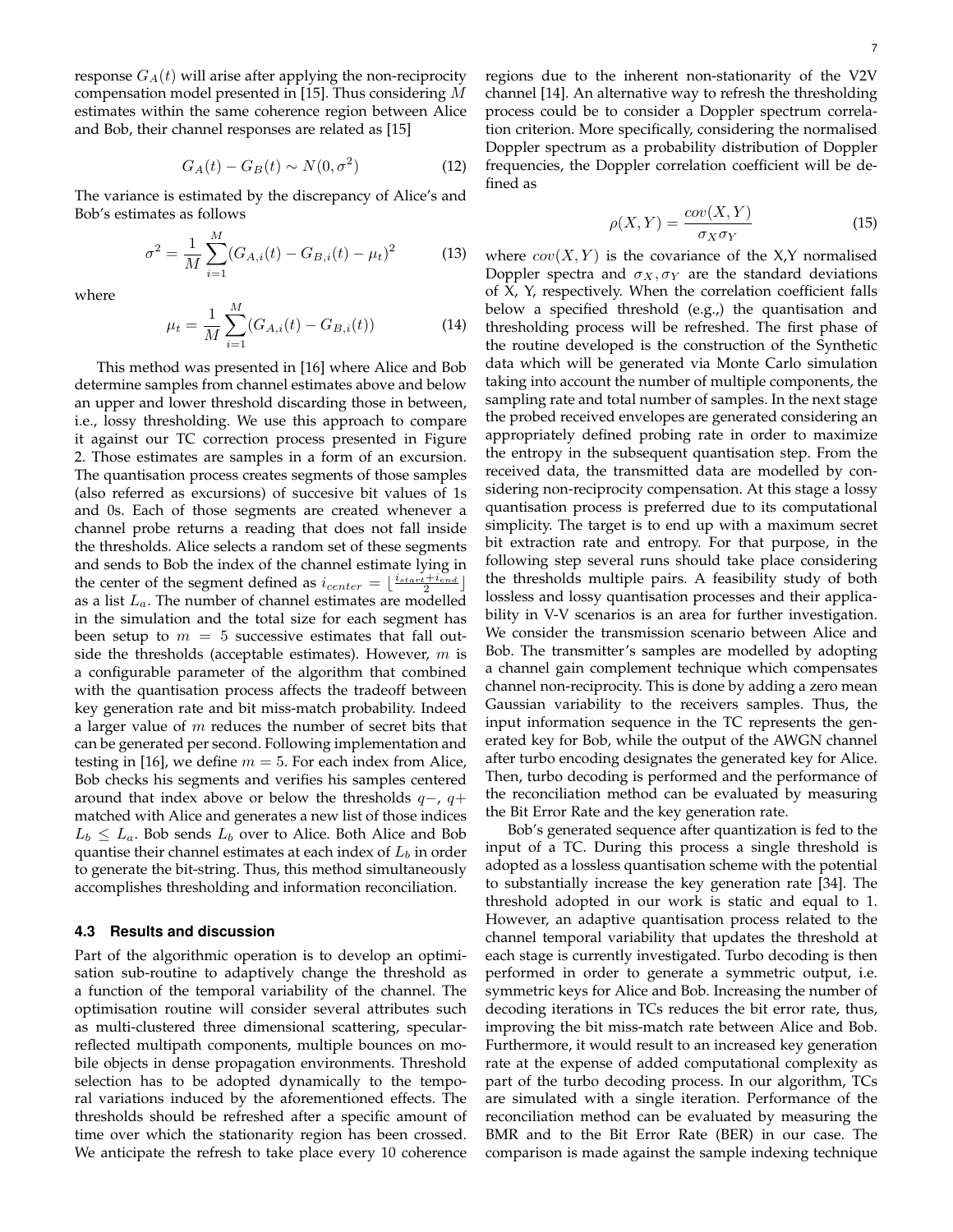response $G_A(t)$ will arise after applying the non-reciprocity compensation model presented in [15]. Thus considering $M$ estimates within the same coherence region between Alice and Bob, their channel responses are related as [15]

$$G_A(t) - G_B(t) \sim N(0, \sigma^2) \tag{12}$$

The variance is estimated by the discrepancy of Alice's and Bob's estimates as follows

$$\sigma^2 = \frac{1}{M} \sum_{i=1}^{M} (G_{A,i}(t) - G_{B,i}(t) - \mu_t)^2 \tag{13}$$

where

$$\mu_t = \frac{1}{M} \sum_{i=1}^{M} (G_{A,i}(t) - G_{B,i}(t)) \tag{14}$$

This method was presented in [16] where Alice and Bob determine samples from channel estimates above and below an upper and lower threshold discarding those in between, i.e., lossy thresholding. We use this approach to compare it against our TC correction process presented in Figure 2. Those estimates are samples in a form of an excursion. The quantisation process creates segments of those samples (also referred as excursions) of succesive bit values of 1s and 0s. Each of those segments are created whenever a channel probe returns a reading that does not fall inside the thresholds. Alice selects a random set of these segments and sends to Bob the index of the channel estimate lying in the center of the segment defined as $i_{center} = \lfloor \frac{i_{start}+i_{end}}{2} \rfloor$ as a list $L_a$. The number of channel estimates are modelled in the simulation and the total size for each segment has been setup to $m = 5$ successive estimates that fall outside the thresholds (acceptable estimates). However, $m$ is a configurable parameter of the algorithm that combined with the quantisation process affects the tradeoff between key generation rate and bit miss-match probability. Indeed a larger value of $m$ reduces the number of secret bits that can be generated per second. Following implementation and testing in [16], we define $m = 5$. For each index from Alice, Bob checks his segments and verifies his samples centered around that index above or below the thresholds $q-$, $q+$ matched with Alice and generates a new list of those indices $L_b \leq L_a$. Bob sends $L_b$ over to Alice. Both Alice and Bob quantise their channel estimates at each index of $L_b$ in order to generate the bit-string. Thus, this method simultaneously accomplishes thresholding and information reconciliation.

### 4.3 Results and discussion

Part of the algorithmic operation is to develop an optimisation sub-routine to adaptively change the threshold as a function of the temporal variability of the channel. The optimisation routine will consider several attributes such as multi-clustered three dimensional scattering, specular-reflected multipath components, multiple bounces on mobile objects in dense propagation environments. Threshold selection has to be adopted dynamically to the temporal variations induced by the aforementioned effects. The thresholds should be refreshed after a specific amount of time over which the stationarity region has been crossed. We anticipate the refresh to take place every 10 coherence regions due to the inherent non-stationarity of the V2V channel [14]. An alternative way to refresh the thresholding process could be to consider a Doppler spectrum correlation criterion. More specifically, considering the normalised Doppler spectrum as a probability distribution of Doppler frequencies, the Doppler correlation coefficient will be defined as

$$\rho(X, Y) = \frac{cov(X, Y)}{\sigma_X \sigma_Y} \tag{15}$$

where $cov(X, Y)$ is the covariance of the X,Y normalised Doppler spectra and $\sigma_X, \sigma_Y$ are the standard deviations of X, Y, respectively. When the correlation coefficient falls below a specified threshold (e.g.,) the quantisation and thresholding process will be refreshed. The first phase of the routine developed is the construction of the Synthetic data which will be generated via Monte Carlo simulation taking into account the number of multiple components, the sampling rate and total number of samples. In the next stage the probed received envelopes are generated considering an appropriately defined probing rate in order to maximize the entropy in the subsequent quantisation step. From the received data, the transmitted data are modelled by considering non-reciprocity compensation. At this stage a lossy quantisation process is preferred due to its computational simplicity. The target is to end up with a maximum secret bit extraction rate and entropy. For that purpose, in the following step several runs should take place considering the thresholds multiple pairs. A feasibility study of both lossless and lossy quantisation processes and their applicability in V-V scenarios is an area for further investigation. We consider the transmission scenario between Alice and Bob. The transmitter's samples are modelled by adopting a channel gain complement technique which compensates channel non-reciprocity. This is done by adding a zero mean Gaussian variability to the receivers samples. Thus, the input information sequence in the TC represents the generated key for Bob, while the output of the AWGN channel after turbo encoding designates the generated key for Alice. Then, turbo decoding is performed and the performance of the reconciliation method can be evaluated by measuring the Bit Error Rate and the key generation rate.

Bob's generated sequence after quantization is fed to the input of a TC. During this process a single threshold is adopted as a lossless quantisation scheme with the potential to substantially increase the key generation rate [34]. The threshold adopted in our work is static and equal to 1. However, an adaptive quantisation process related to the channel temporal variability that updates the threshold at each stage is currently investigated. Turbo decoding is then performed in order to generate a symmetric output, i.e. symmetric keys for Alice and Bob. Increasing the number of decoding iterations in TCs reduces the bit error rate, thus, improving the bit miss-match rate between Alice and Bob. Furthermore, it would result to an increased key generation rate at the expense of added computational complexity as part of the turbo decoding process. In our algorithm, TCs are simulated with a single iteration. Performance of the reconciliation method can be evaluated by measuring the BMR and to the Bit Error Rate (BER) in our case. The comparison is made against the sample indexing technique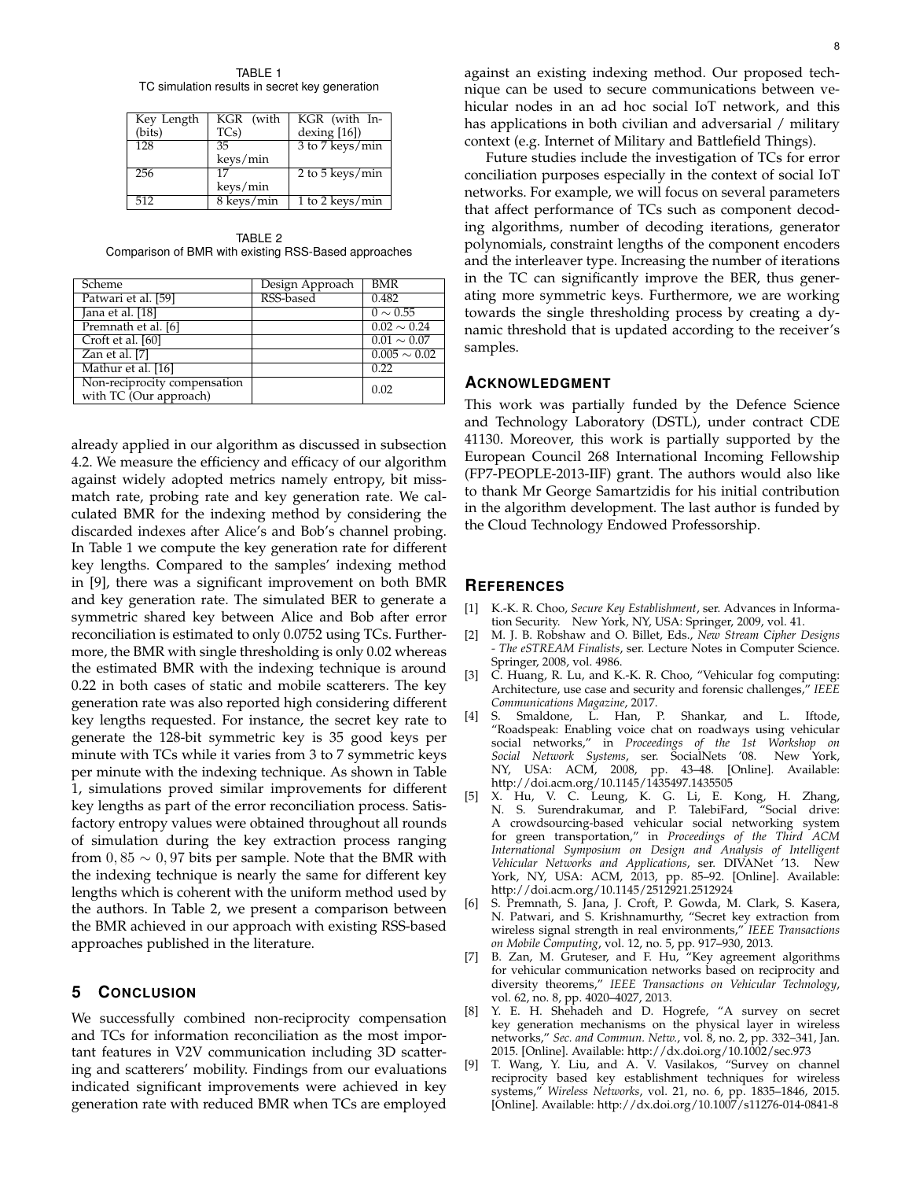TABLE 1
TC simulation results in secret key generation

| Key Length (bits) | KGR (with TCs) | KGR (with Indexing [16]) |
|---|---|---|
| 128 | 35 keys/min | 3 to 7 keys/min |
| 256 | 17 keys/min | 2 to 5 keys/min |
| 512 | 8 keys/min | 1 to 2 keys/min |

TABLE 2
Comparison of BMR with existing RSS-Based approaches

| Scheme | Design Approach | BMR |
|---|---|---|
| Patwari et al. [59] | RSS-based | 0.482 |
| Jana et al. [18] | | $0 \sim 0.55$ |
| Premnath et al. [6] | | $0.02 \sim 0.24$ |
| Croft et al. [60] | | $0.01 \sim 0.07$ |
| Zan et al. [7] | | $0.005 \sim 0.02$ |
| Mathur et al. [16] | | 0.22 |
| Non-reciprocity compensation with TC (Our approach) | | 0.02 |

already applied in our algorithm as discussed in subsection 4.2. We measure the efficiency and efficacy of our algorithm against widely adopted metrics namely entropy, bit missmatch rate, probing rate and key generation rate. We calculated BMR for the indexing method by considering the discarded indexes after Alice's and Bob's channel probing. In Table 1 we compute the key generation rate for different key lengths. Compared to the samples' indexing method in [9], there was a significant improvement on both BMR and key generation rate. The simulated BER to generate a symmetric shared key between Alice and Bob after error reconciliation is estimated to only 0.0752 using TCs. Furthermore, the BMR with single thresholding is only 0.02 whereas the estimated BMR with the indexing technique is around 0.22 in both cases of static and mobile scatterers. The key generation rate was also reported high considering different key lengths requested. For instance, the secret key rate to generate the 128-bit symmetric key is 35 good keys per minute with TCs while it varies from 3 to 7 symmetric keys per minute with the indexing technique. As shown in Table 1, simulations proved similar improvements for different key lengths as part of the error reconciliation process. Satisfactory entropy values were obtained throughout all rounds of simulation during the key extraction process ranging from $0,85 \sim 0,97$ bits per sample. Note that the BMR with the indexing technique is nearly the same for different key lengths which is coherent with the uniform method used by the authors. In Table 2, we present a comparison between the BMR achieved in our approach with existing RSS-based approaches published in the literature.

## 5 Conclusion

We successfully combined non-reciprocity compensation and TCs for information reconciliation as the most important features in V2V communication including 3D scattering and scatterers' mobility. Findings from our evaluations indicated significant improvements were achieved in key generation rate with reduced BMR when TCs are employed against an existing indexing method. Our proposed technique can be used to secure communications between vehicular nodes in an ad hoc social IoT network, and this has applications in both civilian and adversarial / military context (e.g. Internet of Military and Battlefield Things).

Future studies include the investigation of TCs for error conciliation purposes especially in the context of social IoT networks. For example, we will focus on several parameters that affect performance of TCs such as component decoding algorithms, number of decoding iterations, generator polynomials, constraint lengths of the component encoders and the interleaver type. Increasing the number of iterations in the TC can significantly improve the BER, thus generating more symmetric keys. Furthermore, we are working towards the single thresholding process by creating a dynamic threshold that is updated according to the receiver's samples.

## Acknowledgment

This work was partially funded by the Defence Science and Technology Laboratory (DSTL), under contract CDE 41130. Moreover, this work is partially supported by the European Council 268 International Incoming Fellowship (FP7-PEOPLE-2013-IIF) grant. The authors would also like to thank Mr George Samartzidis for his initial contribution in the algorithm development. The last author is funded by the Cloud Technology Endowed Professorship.

## References

[1] K.-K. R. Choo, *Secure Key Establishment*, ser. Advances in Information Security. New York, NY, USA: Springer, 2009, vol. 41.

[2] M. J. B. Robshaw and O. Billet, Eds., *New Stream Cipher Designs - The eSTREAM Finalists*, ser. Lecture Notes in Computer Science. Springer, 2008, vol. 4986.

[3] C. Huang, R. Lu, and K.-K. R. Choo, "Vehicular fog computing: Architecture, use case and security and forensic challenges," *IEEE Communications Magazine*, 2017.

[4] S. Smaldone, L. Han, P. Shankar, and L. Iftode, "Roadspeak: Enabling voice chat on roadways using vehicular social networks," in *Proceedings of the 1st Workshop on Social Network Systems*, ser. SocialNets '08. New York, NY, USA: ACM, 2008, pp. 43–48. [Online]. Available: http://doi.acm.org/10.1145/1435497.1435505

[5] X. Hu, V. C. Leung, K. G. Li, E. Kong, H. Zhang, N. S. Surendrakumar, and P. TalebiFard, "Social drive: A crowdsourcing-based vehicular social networking system for green transportation," in *Proceedings of the Third ACM International Symposium on Design and Analysis of Intelligent Vehicular Networks and Applications*, ser. DIVANet '13. New York, NY, USA: ACM, 2013, pp. 85–92. [Online]. Available: http://doi.acm.org/10.1145/2512921.2512924

[6] S. Premnath, S. Jana, J. Croft, P. Gowda, M. Clark, S. Kasera, N. Patwari, and S. Krishnamurthy, "Secret key extraction from wireless signal strength in real environments," *IEEE Transactions on Mobile Computing*, vol. 12, no. 5, pp. 917–930, 2013.

[7] B. Zan, M. Gruteser, and F. Hu, "Key agreement algorithms for vehicular communication networks based on reciprocity and diversity theorems," *IEEE Transactions on Vehicular Technology*, vol. 62, no. 8, pp. 4020–4027, 2013.

[8] Y. E. H. Shehadeh and D. Hogrefe, "A survey on secret key generation mechanisms on the physical layer in wireless networks," *Sec. and Commun. Netw.*, vol. 8, no. 2, pp. 332–341, Jan. 2015. [Online]. Available: http://dx.doi.org/10.1002/sec.973

[9] T. Wang, Y. Liu, and A. V. Vasilakos, "Survey on channel reciprocity based key establishment techniques for wireless systems," *Wireless Networks*, vol. 21, no. 6, pp. 1835–1846, 2015. [Online]. Available: http://dx.doi.org/10.1007/s11276-014-0841-8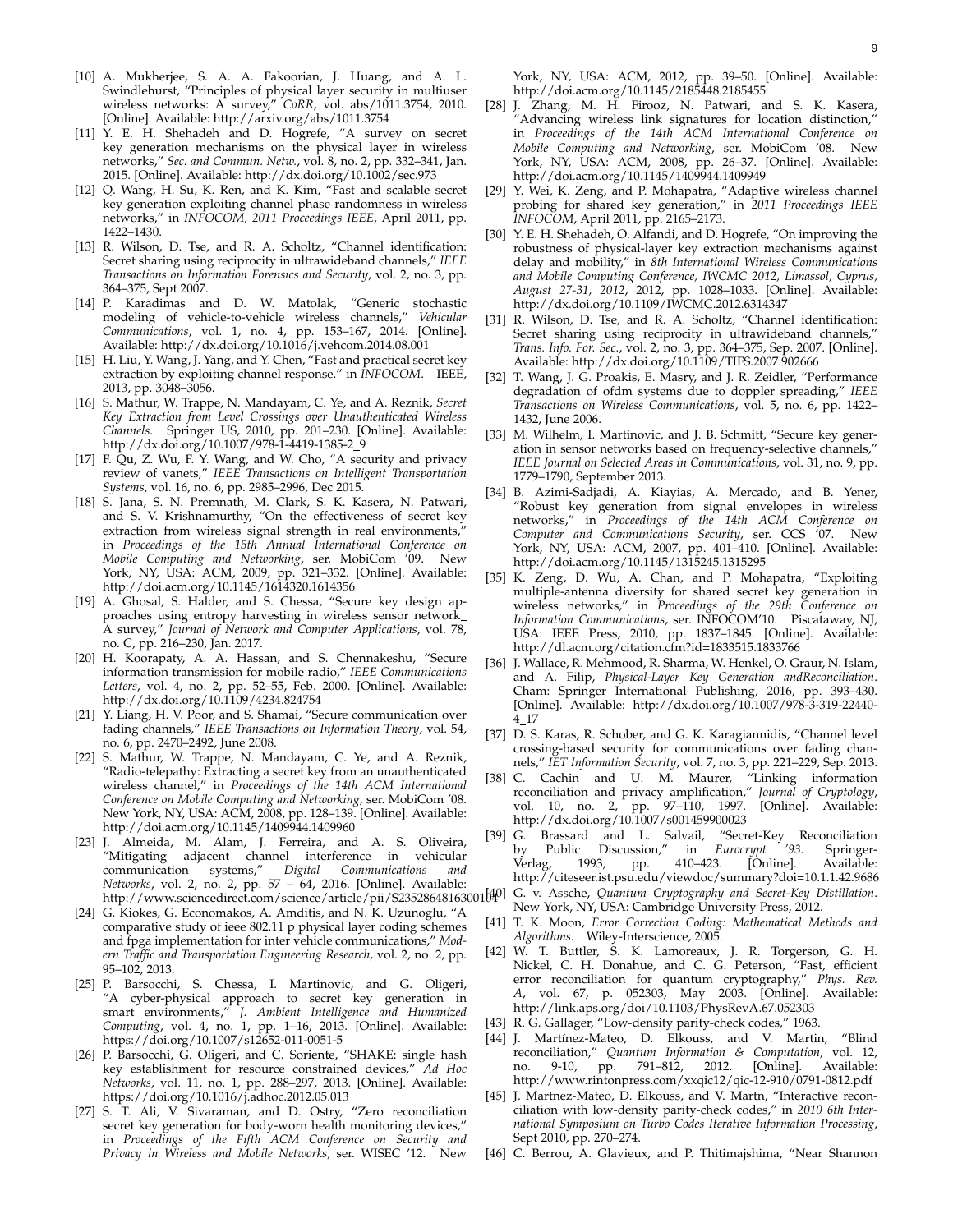[10] A. Mukherjee, S. A. A. Fakoorian, J. Huang, and A. L. Swindlehurst, "Principles of physical layer security in multiuser wireless networks: A survey," *CoRR*, vol. abs/1011.3754, 2010. [Online]. Available: http://arxiv.org/abs/1011.3754

[11] Y. E. H. Shehadeh and D. Hogrefe, "A survey on secret key generation mechanisms on the physical layer in wireless networks," *Sec. and Commun. Netw.*, vol. 8, no. 2, pp. 332–341, Jan. 2015. [Online]. Available: http://dx.doi.org/10.1002/sec.973

[12] Q. Wang, H. Su, K. Ren, and K. Kim, "Fast and scalable secret key generation exploiting channel phase randomness in wireless networks," in *INFOCOM, 2011 Proceedings IEEE*, April 2011, pp. 1422–1430.

[13] R. Wilson, D. Tse, and R. A. Scholtz, "Channel identification: Secret sharing using reciprocity in ultrawideband channels," *IEEE Transactions on Information Forensics and Security*, vol. 2, no. 3, pp. 364–375, Sept 2007.

[14] P. Karadimas and D. W. Matolak, "Generic stochastic modeling of vehicle-to-vehicle wireless channels," *Vehicular Communications*, vol. 1, no. 4, pp. 153–167, 2014. [Online]. Available: http://dx.doi.org/10.1016/j.vehcom.2014.08.001

[15] H. Liu, Y. Wang, J. Yang, and Y. Chen, "Fast and practical secret key extraction by exploiting channel response." in *INFOCOM*. IEEE, 2013, pp. 3048–3056.

[16] S. Mathur, W. Trappe, N. Mandayam, C. Ye, and A. Reznik, *Secret Key Extraction from Level Crossings over Unauthenticated Wireless Channels*. Springer US, 2010, pp. 201–230. [Online]. Available: http://dx.doi.org/10.1007/978-1-4419-1385-2_9

[17] F. Qu, Z. Wu, F. Y. Wang, and W. Cho, "A security and privacy review of vanets," *IEEE Transactions on Intelligent Transportation Systems*, vol. 16, no. 6, pp. 2985–2996, Dec 2015.

[18] S. Jana, S. N. Premnath, M. Clark, S. K. Kasera, N. Patwari, and S. V. Krishnamurthy, "On the effectiveness of secret key extraction from wireless signal strength in real environments," in *Proceedings of the 15th Annual International Conference on Mobile Computing and Networking*, ser. MobiCom '09. New York, NY, USA: ACM, 2009, pp. 321–332. [Online]. Available: http://doi.acm.org/10.1145/1614320.1614356

[19] A. Ghosal, S. Halder, and S. Chessa, "Secure key design approaches using entropy harvesting in wireless sensor network_ A survey," *Journal of Network and Computer Applications*, vol. 78, no. C, pp. 216–230, Jan. 2017.

[20] H. Koorapaty, A. A. Hassan, and S. Chennakeshu, "Secure information transmission for mobile radio," *IEEE Communications Letters*, vol. 4, no. 2, pp. 52–55, Feb. 2000. [Online]. Available: http://dx.doi.org/10.1109/4234.824754

[21] Y. Liang, H. V. Poor, and S. Shamai, "Secure communication over fading channels," *IEEE Transactions on Information Theory*, vol. 54, no. 6, pp. 2470–2492, June 2008.

[22] S. Mathur, W. Trappe, N. Mandayam, C. Ye, and A. Reznik, "Radio-telepathy: Extracting a secret key from an unauthenticated wireless channel," in *Proceedings of the 14th ACM International Conference on Mobile Computing and Networking*, ser. MobiCom '08. New York, NY, USA: ACM, 2008, pp. 128–139. [Online]. Available: http://doi.acm.org/10.1145/1409944.1409960

[23] J. Almeida, M. Alam, J. Ferreira, and A. S. Oliveira, "Mitigating adjacent channel interference in vehicular communication systems," *Digital Communications and Networks*, vol. 2, no. 2, pp. 57 – 64, 2016. [Online]. Available: http://www.sciencedirect.com/science/article/pii/S2352864816300104

[24] G. Kiokes, G. Economakos, A. Amditis, and N. K. Uzunoglu, "A comparative study of ieee 802.11 p physical layer coding schemes and fpga implementation for inter vehicle communications," *Modern Traffic and Transportation Engineering Research*, vol. 2, no. 2, pp. 95–102, 2013.

[25] P. Barsocchi, S. Chessa, I. Martinovic, and G. Oligeri, "A cyber-physical approach to secret key generation in smart environments," *J. Ambient Intelligence and Humanized Computing*, vol. 4, no. 1, pp. 1–16, 2013. [Online]. Available: https://doi.org/10.1007/s12652-011-0051-5

[26] P. Barsocchi, G. Oligeri, and C. Soriente, "SHAKE: single hash key establishment for resource constrained devices," *Ad Hoc Networks*, vol. 11, no. 1, pp. 288–297, 2013. [Online]. Available: https://doi.org/10.1016/j.adhoc.2012.05.013

[27] S. T. Ali, V. Sivaraman, and D. Ostry, "Zero reconciliation secret key generation for body-worn health monitoring devices," in *Proceedings of the Fifth ACM Conference on Security and Privacy in Wireless and Mobile Networks*, ser. WISEC '12. New York, NY, USA: ACM, 2012, pp. 39–50. [Online]. Available: http://doi.acm.org/10.1145/2185448.2185455

[28] J. Zhang, M. H. Firooz, N. Patwari, and S. K. Kasera, "Advancing wireless link signatures for location distinction," in *Proceedings of the 14th ACM International Conference on Mobile Computing and Networking*, ser. MobiCom '08. New York, NY, USA: ACM, 2008, pp. 26–37. [Online]. Available: http://doi.acm.org/10.1145/1409944.1409949

[29] Y. Wei, K. Zeng, and P. Mohapatra, "Adaptive wireless channel probing for shared key generation," in *2011 Proceedings IEEE INFOCOM*, April 2011, pp. 2165–2173.

[30] Y. E. H. Shehadeh, O. Alfandi, and D. Hogrefe, "On improving the robustness of physical-layer key extraction mechanisms against delay and mobility," in *8th International Wireless Communications and Mobile Computing Conference, IWCMC 2012, Limassol, Cyprus, August 27-31, 2012*, 2012, pp. 1028–1033. [Online]. Available: http://dx.doi.org/10.1109/IWCMC.2012.6314347

[31] R. Wilson, D. Tse, and R. A. Scholtz, "Channel identification: Secret sharing using reciprocity in ultrawideband channels," *Trans. Info. For. Sec.*, vol. 2, no. 3, pp. 364–375, Sep. 2007. [Online]. Available: http://dx.doi.org/10.1109/TIFS.2007.902666

[32] T. Wang, J. G. Proakis, E. Masry, and J. R. Zeidler, "Performance degradation of ofdm systems due to doppler spreading," *IEEE Transactions on Wireless Communications*, vol. 5, no. 6, pp. 1422–1432, June 2006.

[33] M. Wilhelm, I. Martinovic, and J. B. Schmitt, "Secure key generation in sensor networks based on frequency-selective channels," *IEEE Journal on Selected Areas in Communications*, vol. 31, no. 9, pp. 1779–1790, September 2013.

[34] B. Azimi-Sadjadi, A. Kiayias, A. Mercado, and B. Yener, "Robust key generation from signal envelopes in wireless networks," in *Proceedings of the 14th ACM Conference on Computer and Communications Security*, ser. CCS '07. New York, NY, USA: ACM, 2007, pp. 401–410. [Online]. Available: http://doi.acm.org/10.1145/1315245.1315295

[35] K. Zeng, D. Wu, A. Chan, and P. Mohapatra, "Exploiting multiple-antenna diversity for shared secret key generation in wireless networks," in *Proceedings of the 29th Conference on Information Communications*, ser. INFOCOM'10. Piscataway, NJ, USA: IEEE Press, 2010, pp. 1837–1845. [Online]. Available: http://dl.acm.org/citation.cfm?id=1833515.1833766

[36] J. Wallace, R. Mehmood, R. Sharma, W. Henkel, O. Graur, N. Islam, and A. Filip, *Physical-Layer Key Generation andReconciliation*. Cham: Springer International Publishing, 2016, pp. 393–430. [Online]. Available: http://dx.doi.org/10.1007/978-3-319-22440-4_17

[37] D. S. Karas, R. Schober, and G. K. Karagiannidis, "Channel level crossing-based security for communications over fading channels," *IET Information Security*, vol. 7, no. 3, pp. 221–229, Sep. 2013.

[38] C. Cachin and U. M. Maurer, "Linking information reconciliation and privacy amplification," *Journal of Cryptology*, vol. 10, no. 2, pp. 97–110, 1997. [Online]. Available: http://dx.doi.org/10.1007/s001459900023

[39] G. Brassard and L. Salvail, "Secret-Key Reconciliation by Public Discussion," in *Eurocrypt '93*. Springer-Verlag, 1993, pp. 410–423. [Online]. Available: http://citeseer.ist.psu.edu/viewdoc/summary?doi=10.1.1.42.9686

[40] G. v. Assche, *Quantum Cryptography and Secret-Key Distillation*. New York, NY, USA: Cambridge University Press, 2012.

[41] T. K. Moon, *Error Correction Coding: Mathematical Methods and Algorithms*. Wiley-Interscience, 2005.

[42] W. T. Buttler, S. K. Lamoreaux, J. R. Torgerson, G. H. Nickel, C. H. Donahue, and C. G. Peterson, "Fast, efficient error reconciliation for quantum cryptography," *Phys. Rev. A*, vol. 67, p. 052303, May 2003. [Online]. Available: http://link.aps.org/doi/10.1103/PhysRevA.67.052303

[43] R. G. Gallager, "Low-density parity-check codes," 1963.

[44] J. Martínez-Mateo, D. Elkouss, and V. Martin, "Blind reconciliation," *Quantum Information & Computation*, vol. 12, no. 9-10, pp. 791–812, 2012. [Online]. Available: http://www.rintonpress.com/xxqic12/qic-12-910/0791-0812.pdf

[45] J. Martnez-Mateo, D. Elkouss, and V. Martn, "Interactive reconciliation with low-density parity-check codes," in *2010 6th International Symposium on Turbo Codes Iterative Information Processing*, Sept 2010, pp. 270–274.

[46] C. Berrou, A. Glavieux, and P. Thitimajshima, "Near Shannon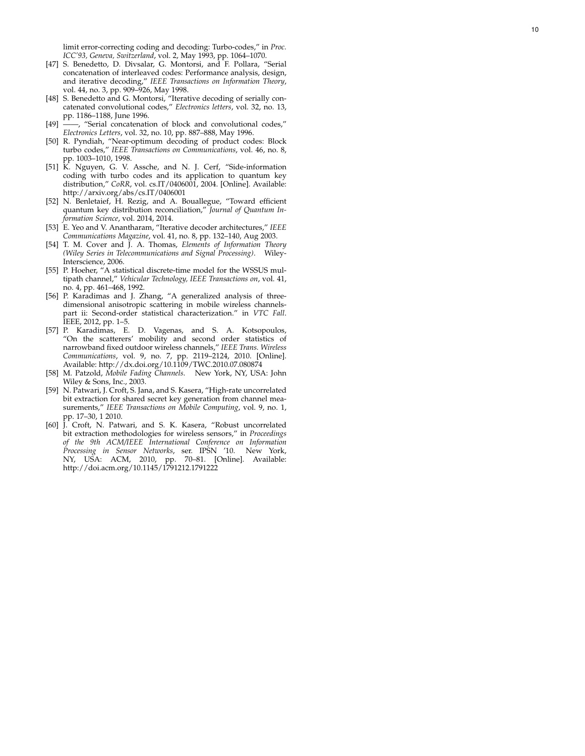limit error-correcting coding and decoding: Turbo-codes," in *Proc. ICC'93, Geneva, Switzerland*, vol. 2, May 1993, pp. 1064–1070.

[47] S. Benedetto, D. Divsalar, G. Montorsi, and F. Pollara, "Serial concatenation of interleaved codes: Performance analysis, design, and iterative decoding," *IEEE Transactions on Information Theory*, vol. 44, no. 3, pp. 909–926, May 1998.

[48] S. Benedetto and G. Montorsi, "Iterative decoding of serially concatenated convolutional codes," *Electronics letters*, vol. 32, no. 13, pp. 1186–1188, June 1996.

[49] ——, "Serial concatenation of block and convolutional codes," *Electronics Letters*, vol. 32, no. 10, pp. 887–888, May 1996.

[50] R. Pyndiah, "Near-optimum decoding of product codes: Block turbo codes," *IEEE Transactions on Communications*, vol. 46, no. 8, pp. 1003–1010, 1998.

[51] K. Nguyen, G. V. Assche, and N. J. Cerf, "Side-information coding with turbo codes and its application to quantum key distribution," *CoRR*, vol. cs.IT/0406001, 2004. [Online]. Available: http://arxiv.org/abs/cs.IT/0406001

[52] N. Benletaief, H. Rezig, and A. Bouallegue, "Toward efficient quantum key distribution reconciliation," *Journal of Quantum Information Science*, vol. 2014, 2014.

[53] E. Yeo and V. Anantharam, "Iterative decoder architectures," *IEEE Communications Magazine*, vol. 41, no. 8, pp. 132–140, Aug 2003.

[54] T. M. Cover and J. A. Thomas, *Elements of Information Theory (Wiley Series in Telecommunications and Signal Processing)*. Wiley-Interscience, 2006.

[55] P. Hoeher, "A statistical discrete-time model for the WSSUS multipath channel," *Vehicular Technology, IEEE Transactions on*, vol. 41, no. 4, pp. 461–468, 1992.

[56] P. Karadimas and J. Zhang, "A generalized analysis of three-dimensional anisotropic scattering in mobile wireless channels-part ii: Second-order statistical characterization." in *VTC Fall*. IEEE, 2012, pp. 1–5.

[57] P. Karadimas, E. D. Vagenas, and S. A. Kotsopoulos, "On the scatterers' mobility and second order statistics of narrowband fixed outdoor wireless channels," *IEEE Trans. Wireless Communications*, vol. 9, no. 7, pp. 2119–2124, 2010. [Online]. Available: http://dx.doi.org/10.1109/TWC.2010.07.080874

[58] M. Patzold, *Mobile Fading Channels*. New York, NY, USA: John Wiley & Sons, Inc., 2003.

[59] N. Patwari, J. Croft, S. Jana, and S. Kasera, "High-rate uncorrelated bit extraction for shared secret key generation from channel measurements," *IEEE Transactions on Mobile Computing*, vol. 9, no. 1, pp. 17–30, 1 2010.

[60] J. Croft, N. Patwari, and S. K. Kasera, "Robust uncorrelated bit extraction methodologies for wireless sensors," in *Proceedings of the 9th ACM/IEEE International Conference on Information Processing in Sensor Networks*, ser. IPSN '10. New York, NY, USA: ACM, 2010, pp. 70–81. [Online]. Available: http://doi.acm.org/10.1145/1791212.1791222